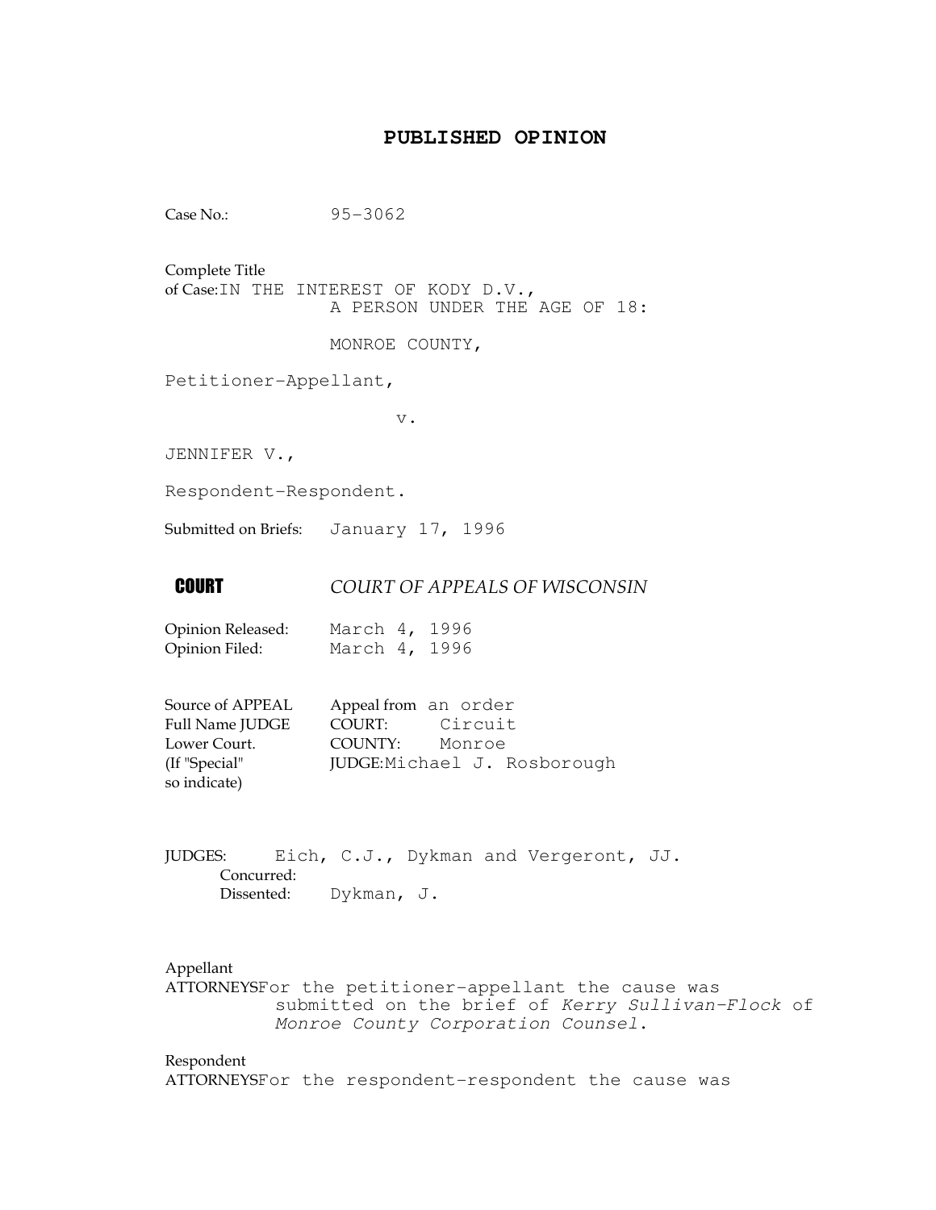# PUBLISHED OPINION

Case No.: 95-3062

Complete Title
of Case: IN THE INTEREST OF KODY D.V.,
A PERSON UNDER THE AGE OF 18:

MONROE COUNTY,

Petitioner-Appellant,

v.

JENNIFER V.,

Respondent-Respondent.

Submitted on Briefs: January 17, 1996

**COURT** *COURT OF APPEALS OF WISCONSIN*

Opinion Released: March 4, 1996
Opinion Filed: March 4, 1996

Source of APPEAL Appeal from an order
Full Name JUDGE COURT: Circuit
Lower Court. COUNTY: Monroe
(If "Special" JUDGE: Michael J. Rosborough
so indicate)

JUDGES: Eich, C.J., Dykman and Vergeront, JJ.
Concurred:
Dissented: Dykman, J.

Appellant
ATTORNEYS For the petitioner-appellant the cause was submitted on the brief of *Kerry Sullivan-Flock* of *Monroe County Corporation Counsel*.

Respondent
ATTORNEYS For the respondent-respondent the cause was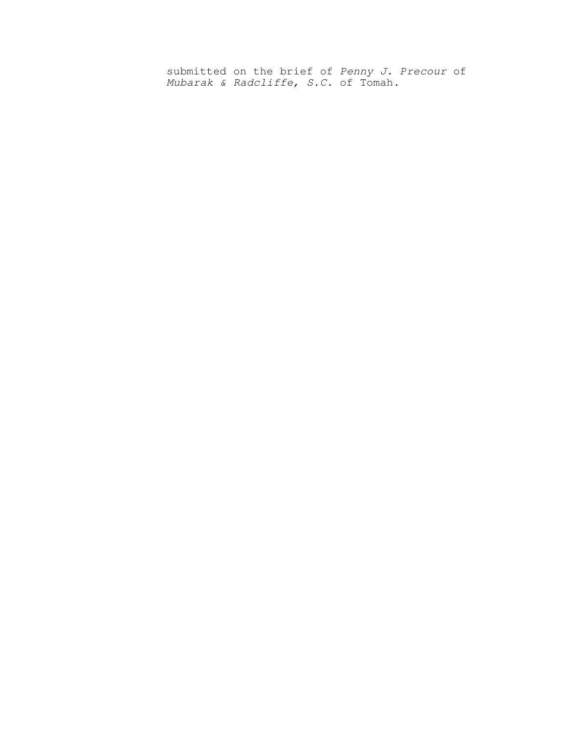submitted on the brief of *Penny J. Precour* of *Mubarak & Radcliffe, S.C.* of Tomah.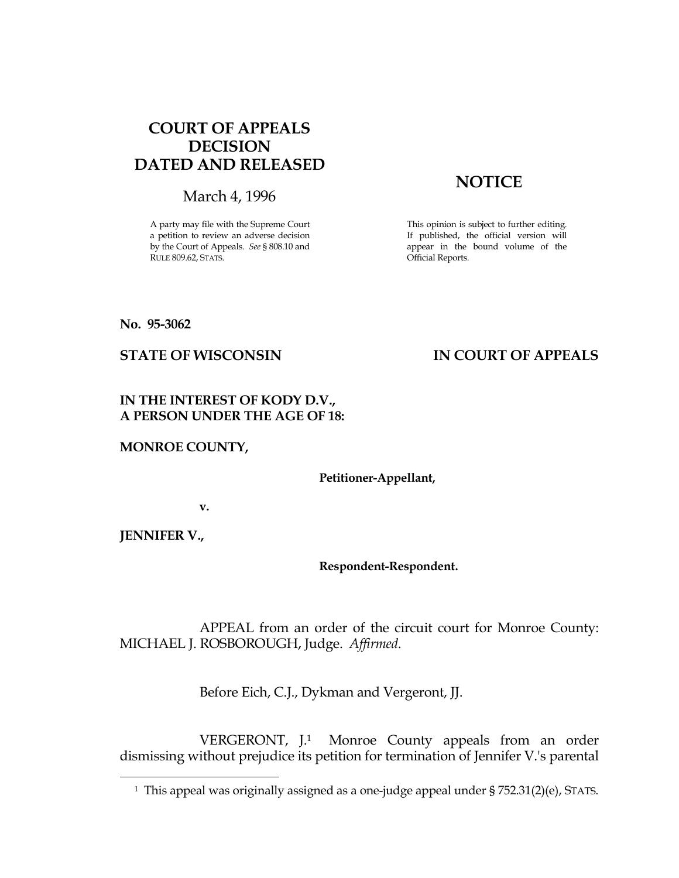# COURT OF APPEALS DECISION DATED AND RELEASED

March 4, 1996

A party may file with the Supreme Court a petition to review an adverse decision by the Court of Appeals. *See* § 808.10 and RULE 809.62, STATS.

## NOTICE

This opinion is subject to further editing. If published, the official version will appear in the bound volume of the Official Reports.

**No. 95-3062**

**STATE OF WISCONSIN** **IN COURT OF APPEALS**

**IN THE INTEREST OF KODY D.V., A PERSON UNDER THE AGE OF 18:**

**MONROE COUNTY,**

**Petitioner-Appellant,**

**v.**

**JENNIFER V.,**

**Respondent-Respondent.**

APPEAL from an order of the circuit court for Monroe County: MICHAEL J. ROSBOROUGH, Judge. *Affirmed*.

Before Eich, C.J., Dykman and Vergeront, JJ.

VERGERONT, J.[1] Monroe County appeals from an order dismissing without prejudice its petition for termination of Jennifer V.'s parental

---

[1] This appeal was originally assigned as a one-judge appeal under § 752.31(2)(e), STATS.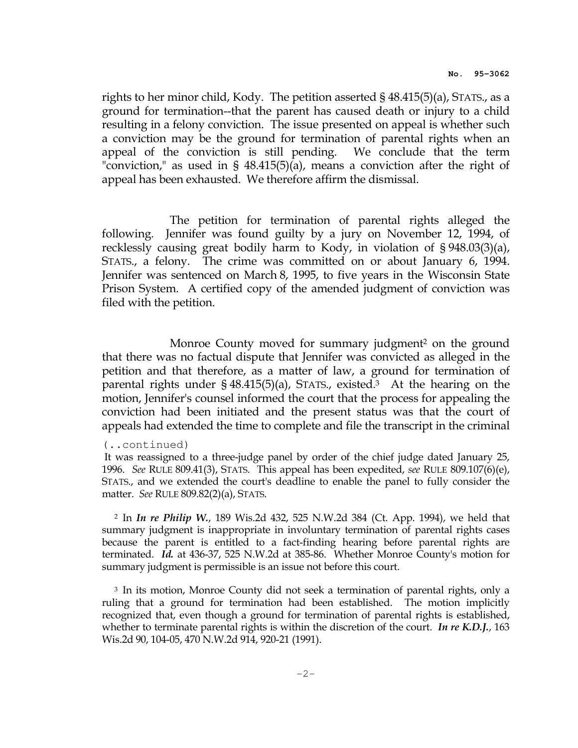rights to her minor child, Kody. The petition asserted § 48.415(5)(a), STATS., as a ground for termination--that the parent has caused death or injury to a child resulting in a felony conviction. The issue presented on appeal is whether such a conviction may be the ground for termination of parental rights when an appeal of the conviction is still pending. We conclude that the term "conviction," as used in § 48.415(5)(a), means a conviction after the right of appeal has been exhausted. We therefore affirm the dismissal.

The petition for termination of parental rights alleged the following. Jennifer was found guilty by a jury on November 12, 1994, of recklessly causing great bodily harm to Kody, in violation of § 948.03(3)(a), STATS., a felony. The crime was committed on or about January 6, 1994. Jennifer was sentenced on March 8, 1995, to five years in the Wisconsin State Prison System. A certified copy of the amended judgment of conviction was filed with the petition.

Monroe County moved for summary judgment[2] on the ground that there was no factual dispute that Jennifer was convicted as alleged in the petition and that therefore, as a matter of law, a ground for termination of parental rights under § 48.415(5)(a), STATS., existed.[3] At the hearing on the motion, Jennifer's counsel informed the court that the process for appealing the conviction had been initiated and the present status was that the court of appeals had extended the time to complete and file the transcript in the criminal

(..continued)

It was reassigned to a three-judge panel by order of the chief judge dated January 25, 1996. *See* RULE 809.41(3), STATS. This appeal has been expedited, *see* RULE 809.107(6)(e), STATS., and we extended the court's deadline to enable the panel to fully consider the matter. *See* RULE 809.82(2)(a), STATS.

[2] In ***In re Philip W.***, 189 Wis.2d 432, 525 N.W.2d 384 (Ct. App. 1994), we held that summary judgment is inappropriate in involuntary termination of parental rights cases because the parent is entitled to a fact-finding hearing before parental rights are terminated. ***Id.*** at 436-37, 525 N.W.2d at 385-86. Whether Monroe County's motion for summary judgment is permissible is an issue not before this court.

[3] In its motion, Monroe County did not seek a termination of parental rights, only a ruling that a ground for termination had been established. The motion implicitly recognized that, even though a ground for termination of parental rights is established, whether to terminate parental rights is within the discretion of the court. ***In re K.D.J.***, 163 Wis.2d 90, 104-05, 470 N.W.2d 914, 920-21 (1991).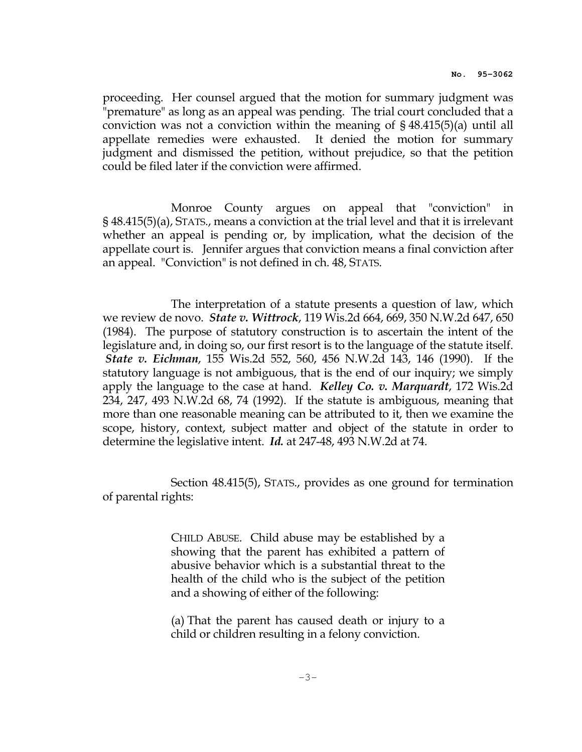proceeding. Her counsel argued that the motion for summary judgment was "premature" as long as an appeal was pending. The trial court concluded that a conviction was not a conviction within the meaning of § 48.415(5)(a) until all appellate remedies were exhausted. It denied the motion for summary judgment and dismissed the petition, without prejudice, so that the petition could be filed later if the conviction were affirmed.

Monroe County argues on appeal that "conviction" in § 48.415(5)(a), STATS., means a conviction at the trial level and that it is irrelevant whether an appeal is pending or, by implication, what the decision of the appellate court is. Jennifer argues that conviction means a final conviction after an appeal. "Conviction" is not defined in ch. 48, STATS.

The interpretation of a statute presents a question of law, which we review de novo. ***State v. Wittrock***, 119 Wis.2d 664, 669, 350 N.W.2d 647, 650 (1984). The purpose of statutory construction is to ascertain the intent of the legislature and, in doing so, our first resort is to the language of the statute itself. ***State v. Eichman***, 155 Wis.2d 552, 560, 456 N.W.2d 143, 146 (1990). If the statutory language is not ambiguous, that is the end of our inquiry; we simply apply the language to the case at hand. ***Kelley Co. v. Marquardt***, 172 Wis.2d 234, 247, 493 N.W.2d 68, 74 (1992). If the statute is ambiguous, meaning that more than one reasonable meaning can be attributed to it, then we examine the scope, history, context, subject matter and object of the statute in order to determine the legislative intent. ***Id.*** at 247-48, 493 N.W.2d at 74.

Section 48.415(5), STATS., provides as one ground for termination of parental rights:

> CHILD ABUSE. Child abuse may be established by a showing that the parent has exhibited a pattern of abusive behavior which is a substantial threat to the health of the child who is the subject of the petition and a showing of either of the following:
>
> (a) That the parent has caused death or injury to a child or children resulting in a felony conviction.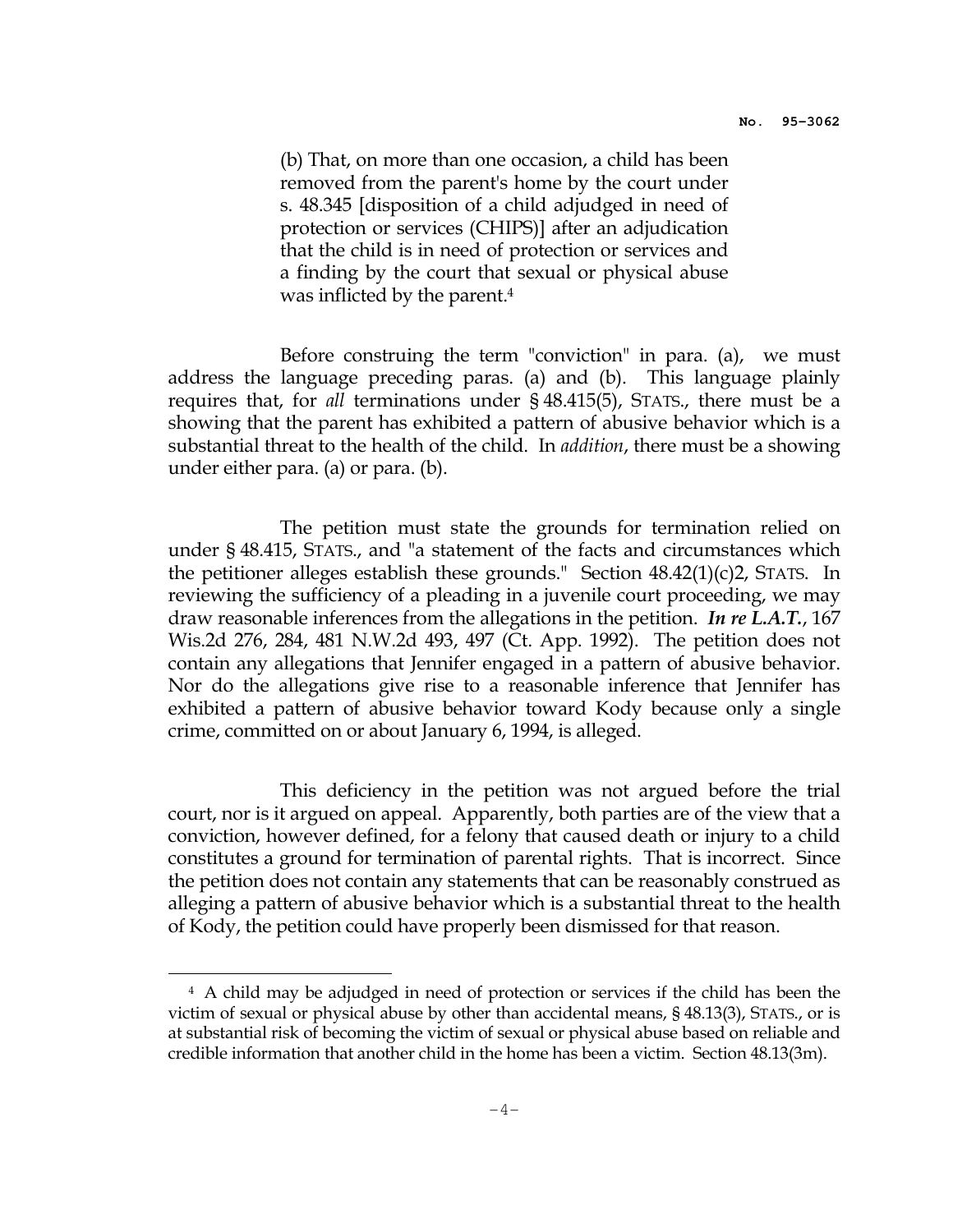> (b) That, on more than one occasion, a child has been removed from the parent's home by the court under s. 48.345 [disposition of a child adjudged in need of protection or services (CHIPS)] after an adjudication that the child is in need of protection or services and a finding by the court that sexual or physical abuse was inflicted by the parent.[4]

Before construing the term "conviction" in para. (a), we must address the language preceding paras. (a) and (b). This language plainly requires that, for *all* terminations under § 48.415(5), STATS., there must be a showing that the parent has exhibited a pattern of abusive behavior which is a substantial threat to the health of the child. In *addition*, there must be a showing under either para. (a) or para. (b).

The petition must state the grounds for termination relied on under § 48.415, STATS., and "a statement of the facts and circumstances which the petitioner alleges establish these grounds." Section 48.42(1)(c)2, STATS. In reviewing the sufficiency of a pleading in a juvenile court proceeding, we may draw reasonable inferences from the allegations in the petition. ***In re L.A.T.***, 167 Wis.2d 276, 284, 481 N.W.2d 493, 497 (Ct. App. 1992). The petition does not contain any allegations that Jennifer engaged in a pattern of abusive behavior. Nor do the allegations give rise to a reasonable inference that Jennifer has exhibited a pattern of abusive behavior toward Kody because only a single crime, committed on or about January 6, 1994, is alleged.

This deficiency in the petition was not argued before the trial court, nor is it argued on appeal. Apparently, both parties are of the view that a conviction, however defined, for a felony that caused death or injury to a child constitutes a ground for termination of parental rights. That is incorrect. Since the petition does not contain any statements that can be reasonably construed as alleging a pattern of abusive behavior which is a substantial threat to the health of Kody, the petition could have properly been dismissed for that reason.

---

[4] A child may be adjudged in need of protection or services if the child has been the victim of sexual or physical abuse by other than accidental means, § 48.13(3), STATS., or is at substantial risk of becoming the victim of sexual or physical abuse based on reliable and credible information that another child in the home has been a victim. Section 48.13(3m).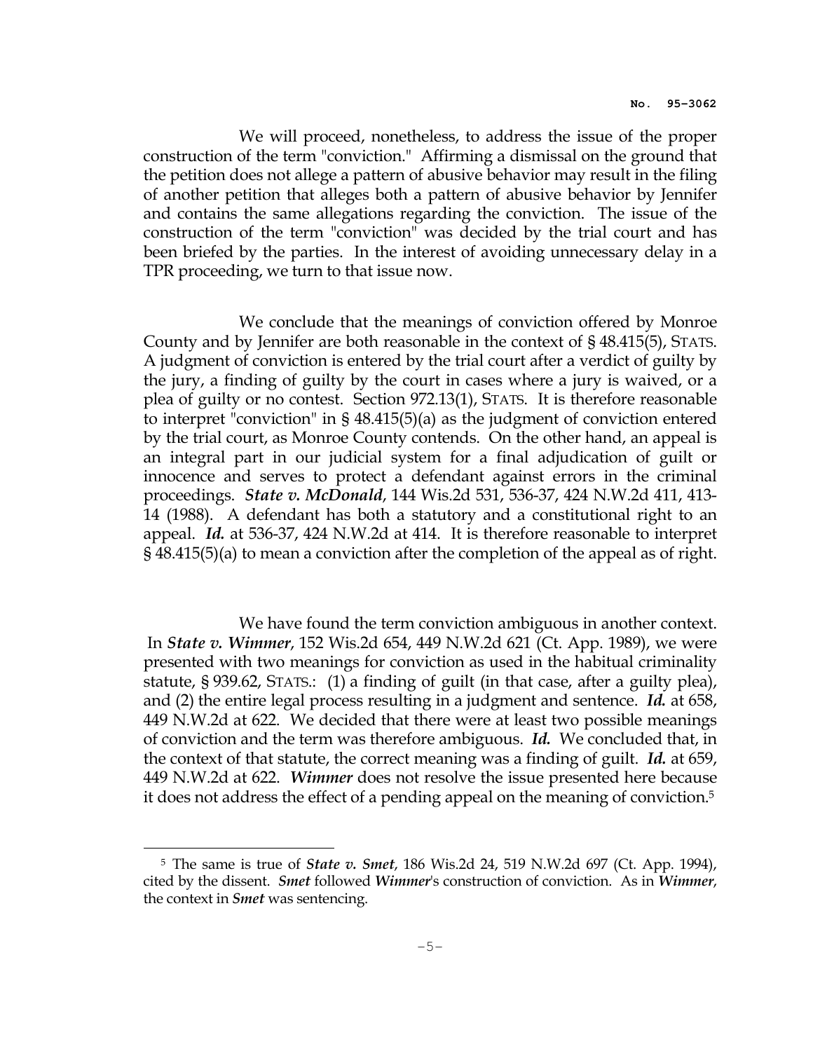We will proceed, nonetheless, to address the issue of the proper construction of the term "conviction." Affirming a dismissal on the ground that the petition does not allege a pattern of abusive behavior may result in the filing of another petition that alleges both a pattern of abusive behavior by Jennifer and contains the same allegations regarding the conviction. The issue of the construction of the term "conviction" was decided by the trial court and has been briefed by the parties. In the interest of avoiding unnecessary delay in a TPR proceeding, we turn to that issue now.

We conclude that the meanings of conviction offered by Monroe County and by Jennifer are both reasonable in the context of § 48.415(5), STATS. A judgment of conviction is entered by the trial court after a verdict of guilty by the jury, a finding of guilty by the court in cases where a jury is waived, or a plea of guilty or no contest. Section 972.13(1), STATS. It is therefore reasonable to interpret "conviction" in § 48.415(5)(a) as the judgment of conviction entered by the trial court, as Monroe County contends. On the other hand, an appeal is an integral part in our judicial system for a final adjudication of guilt or innocence and serves to protect a defendant against errors in the criminal proceedings. ***State v. McDonald***, 144 Wis.2d 531, 536-37, 424 N.W.2d 411, 413-14 (1988). A defendant has both a statutory and a constitutional right to an appeal. ***Id.*** at 536-37, 424 N.W.2d at 414. It is therefore reasonable to interpret § 48.415(5)(a) to mean a conviction after the completion of the appeal as of right.

We have found the term conviction ambiguous in another context. In ***State v. Wimmer***, 152 Wis.2d 654, 449 N.W.2d 621 (Ct. App. 1989), we were presented with two meanings for conviction as used in the habitual criminality statute, § 939.62, STATS.: (1) a finding of guilt (in that case, after a guilty plea), and (2) the entire legal process resulting in a judgment and sentence. ***Id.*** at 658, 449 N.W.2d at 622. We decided that there were at least two possible meanings of conviction and the term was therefore ambiguous. ***Id.*** We concluded that, in the context of that statute, the correct meaning was a finding of guilt. ***Id.*** at 659, 449 N.W.2d at 622. ***Wimmer*** does not resolve the issue presented here because it does not address the effect of a pending appeal on the meaning of conviction.[5]

[5] The same is true of ***State v. Smet***, 186 Wis.2d 24, 519 N.W.2d 697 (Ct. App. 1994), cited by the dissent. ***Smet*** followed ***Wimmer***'s construction of conviction. As in ***Wimmer***, the context in ***Smet*** was sentencing.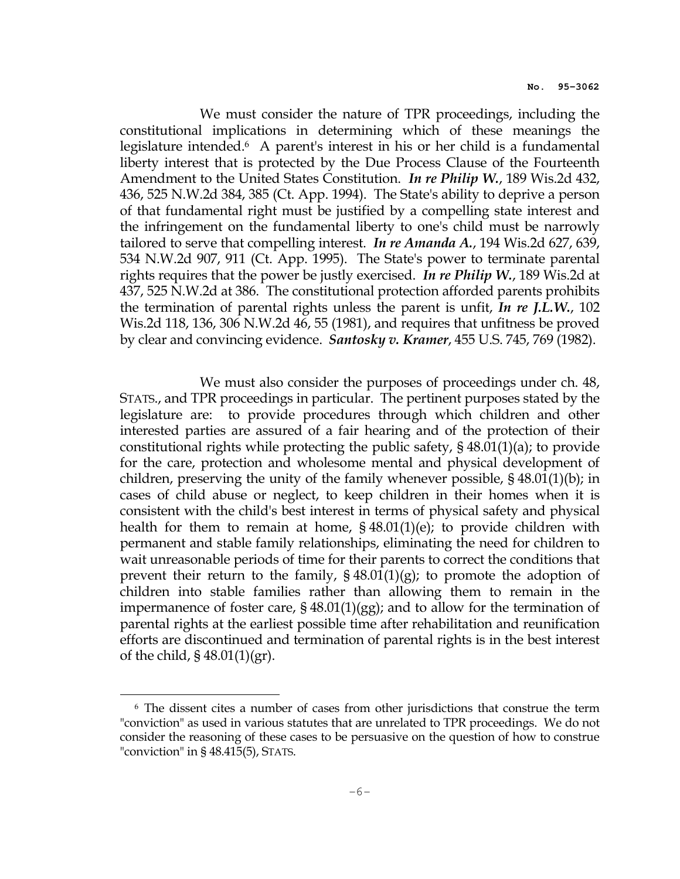We must consider the nature of TPR proceedings, including the constitutional implications in determining which of these meanings the legislature intended.[6] A parent's interest in his or her child is a fundamental liberty interest that is protected by the Due Process Clause of the Fourteenth Amendment to the United States Constitution. ***In re Philip W.***, 189 Wis.2d 432, 436, 525 N.W.2d 384, 385 (Ct. App. 1994). The State's ability to deprive a person of that fundamental right must be justified by a compelling state interest and the infringement on the fundamental liberty to one's child must be narrowly tailored to serve that compelling interest. ***In re Amanda A.***, 194 Wis.2d 627, 639, 534 N.W.2d 907, 911 (Ct. App. 1995). The State's power to terminate parental rights requires that the power be justly exercised. ***In re Philip W.***, 189 Wis.2d at 437, 525 N.W.2d at 386. The constitutional protection afforded parents prohibits the termination of parental rights unless the parent is unfit, ***In re J.L.W.***, 102 Wis.2d 118, 136, 306 N.W.2d 46, 55 (1981), and requires that unfitness be proved by clear and convincing evidence. ***Santosky v. Kramer***, 455 U.S. 745, 769 (1982).

We must also consider the purposes of proceedings under ch. 48, STATS., and TPR proceedings in particular. The pertinent purposes stated by the legislature are: to provide procedures through which children and other interested parties are assured of a fair hearing and of the protection of their constitutional rights while protecting the public safety, § 48.01(1)(a); to provide for the care, protection and wholesome mental and physical development of children, preserving the unity of the family whenever possible, § 48.01(1)(b); in cases of child abuse or neglect, to keep children in their homes when it is consistent with the child's best interest in terms of physical safety and physical health for them to remain at home, § 48.01(1)(e); to provide children with permanent and stable family relationships, eliminating the need for children to wait unreasonable periods of time for their parents to correct the conditions that prevent their return to the family, § 48.01(1)(g); to promote the adoption of children into stable families rather than allowing them to remain in the impermanence of foster care, § 48.01(1)(gg); and to allow for the termination of parental rights at the earliest possible time after rehabilitation and reunification efforts are discontinued and termination of parental rights is in the best interest of the child, § 48.01(1)(gr).

---

[6] The dissent cites a number of cases from other jurisdictions that construe the term "conviction" as used in various statutes that are unrelated to TPR proceedings. We do not consider the reasoning of these cases to be persuasive on the question of how to construe "conviction" in § 48.415(5), STATS.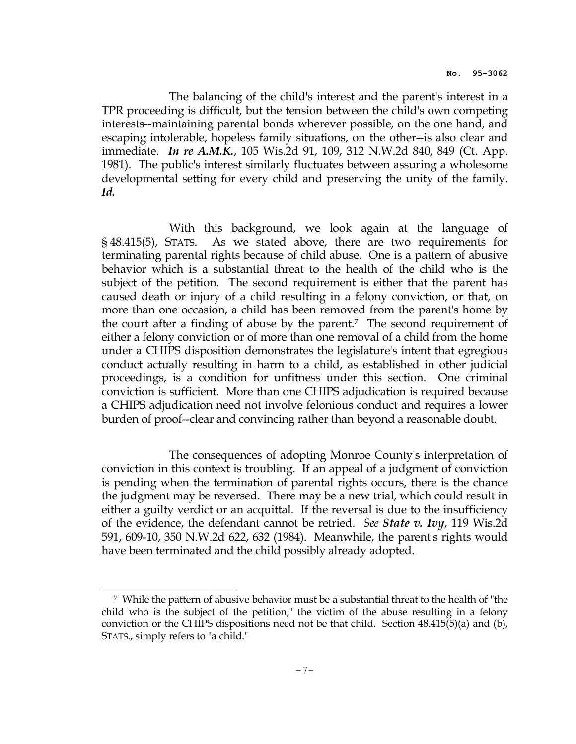The balancing of the child's interest and the parent's interest in a TPR proceeding is difficult, but the tension between the child's own competing interests--maintaining parental bonds wherever possible, on the one hand, and escaping intolerable, hopeless family situations, on the other--is also clear and immediate. ***In re A.M.K.***, 105 Wis.2d 91, 109, 312 N.W.2d 840, 849 (Ct. App. 1981). The public's interest similarly fluctuates between assuring a wholesome developmental setting for every child and preserving the unity of the family. ***Id.***

With this background, we look again at the language of § 48.415(5), STATS. As we stated above, there are two requirements for terminating parental rights because of child abuse. One is a pattern of abusive behavior which is a substantial threat to the health of the child who is the subject of the petition. The second requirement is either that the parent has caused death or injury of a child resulting in a felony conviction, or that, on more than one occasion, a child has been removed from the parent's home by the court after a finding of abuse by the parent.[7] The second requirement of either a felony conviction or of more than one removal of a child from the home under a CHIPS disposition demonstrates the legislature's intent that egregious conduct actually resulting in harm to a child, as established in other judicial proceedings, is a condition for unfitness under this section. One criminal conviction is sufficient. More than one CHIPS adjudication is required because a CHIPS adjudication need not involve felonious conduct and requires a lower burden of proof--clear and convincing rather than beyond a reasonable doubt.

The consequences of adopting Monroe County's interpretation of conviction in this context is troubling. If an appeal of a judgment of conviction is pending when the termination of parental rights occurs, there is the chance the judgment may be reversed. There may be a new trial, which could result in either a guilty verdict or an acquittal. If the reversal is due to the insufficiency of the evidence, the defendant cannot be retried. *See* ***State v. Ivy***, 119 Wis.2d 591, 609-10, 350 N.W.2d 622, 632 (1984). Meanwhile, the parent's rights would have been terminated and the child possibly already adopted.

---

[7] While the pattern of abusive behavior must be a substantial threat to the health of "the child who is the subject of the petition," the victim of the abuse resulting in a felony conviction or the CHIPS dispositions need not be that child. Section 48.415(5)(a) and (b), STATS., simply refers to "a child."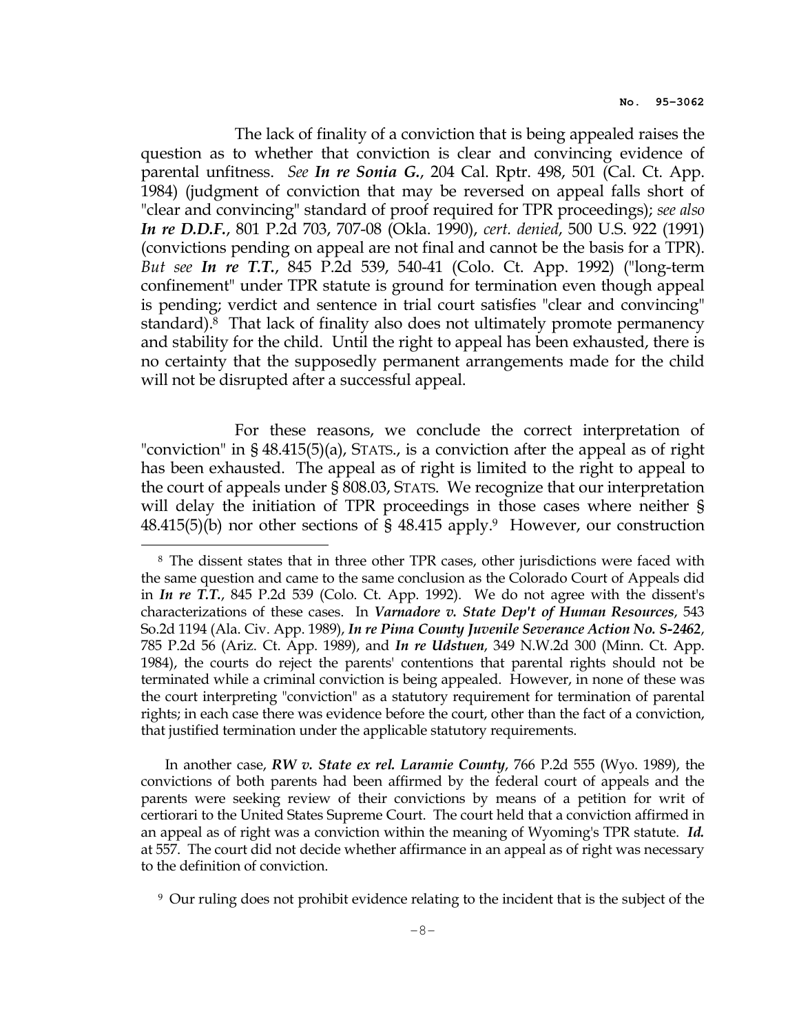The lack of finality of a conviction that is being appealed raises the question as to whether that conviction is clear and convincing evidence of parental unfitness. *See* ***In re Sonia G.***, 204 Cal. Rptr. 498, 501 (Cal. Ct. App. 1984) (judgment of conviction that may be reversed on appeal falls short of "clear and convincing" standard of proof required for TPR proceedings); *see also* ***In re D.D.F.***, 801 P.2d 703, 707-08 (Okla. 1990), *cert. denied*, 500 U.S. 922 (1991) (convictions pending on appeal are not final and cannot be the basis for a TPR). *But see* ***In re T.T.***, 845 P.2d 539, 540-41 (Colo. Ct. App. 1992) ("long-term confinement" under TPR statute is ground for termination even though appeal is pending; verdict and sentence in trial court satisfies "clear and convincing" standard).[8] That lack of finality also does not ultimately promote permanency and stability for the child. Until the right to appeal has been exhausted, there is no certainty that the supposedly permanent arrangements made for the child will not be disrupted after a successful appeal.

For these reasons, we conclude the correct interpretation of "conviction" in § 48.415(5)(a), STATS., is a conviction after the appeal as of right has been exhausted. The appeal as of right is limited to the right to appeal to the court of appeals under § 808.03, STATS. We recognize that our interpretation will delay the initiation of TPR proceedings in those cases where neither § 48.415(5)(b) nor other sections of § 48.415 apply.[9] However, our construction

---

[8] The dissent states that in three other TPR cases, other jurisdictions were faced with the same question and came to the same conclusion as the Colorado Court of Appeals did in ***In re T.T.***, 845 P.2d 539 (Colo. Ct. App. 1992). We do not agree with the dissent's characterizations of these cases. In ***Varnadore v. State Dep't of Human Resources***, 543 So.2d 1194 (Ala. Civ. App. 1989), ***In re Pima County Juvenile Severance Action No. S-2462***, 785 P.2d 56 (Ariz. Ct. App. 1989), and ***In re Udstuen***, 349 N.W.2d 300 (Minn. Ct. App. 1984), the courts do reject the parents' contentions that parental rights should not be terminated while a criminal conviction is being appealed. However, in none of these was the court interpreting "conviction" as a statutory requirement for termination of parental rights; in each case there was evidence before the court, other than the fact of a conviction, that justified termination under the applicable statutory requirements.

In another case, ***RW v. State ex rel. Laramie County***, 766 P.2d 555 (Wyo. 1989), the convictions of both parents had been affirmed by the federal court of appeals and the parents were seeking review of their convictions by means of a petition for writ of certiorari to the United States Supreme Court. The court held that a conviction affirmed in an appeal as of right was a conviction within the meaning of Wyoming's TPR statute. ***Id.*** at 557. The court did not decide whether affirmance in an appeal as of right was necessary to the definition of conviction.

[9] Our ruling does not prohibit evidence relating to the incident that is the subject of the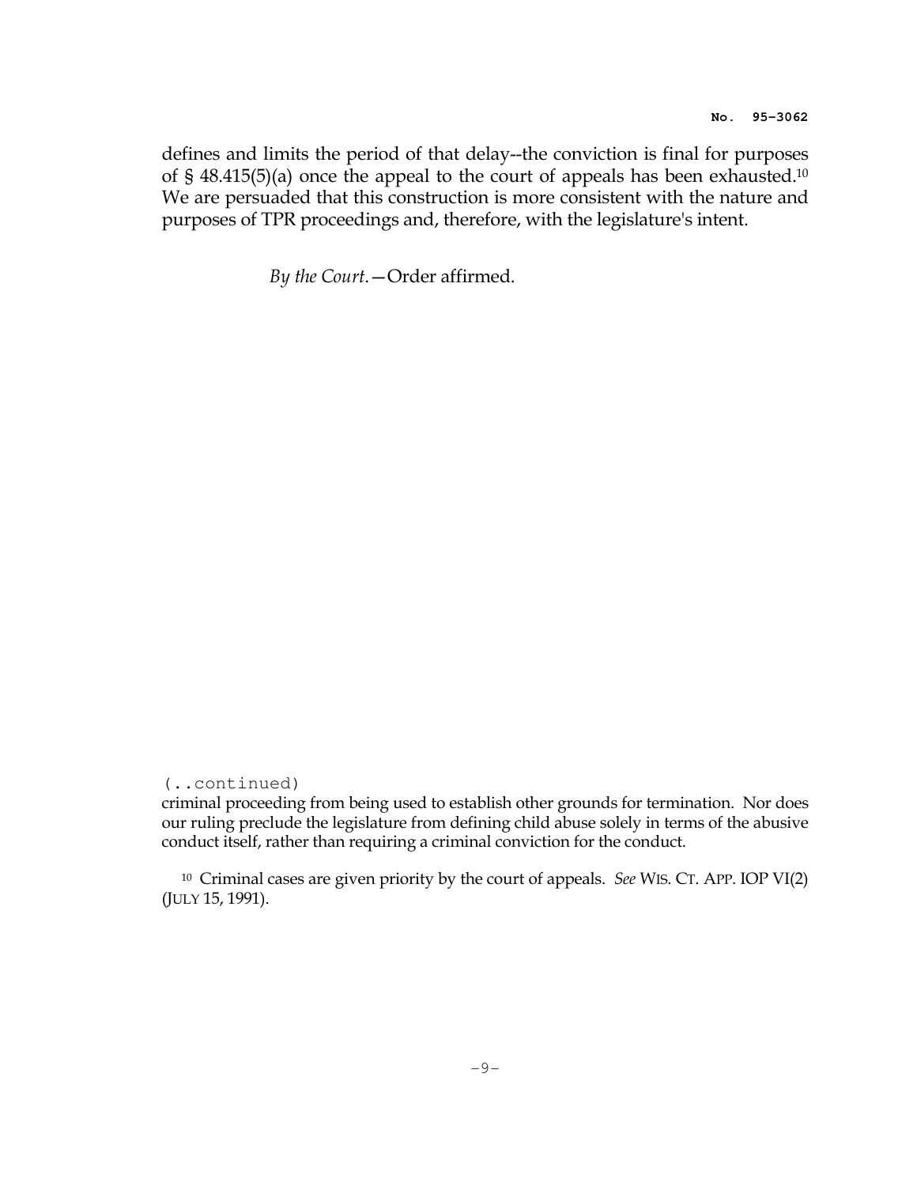defines and limits the period of that delay--the conviction is final for purposes of § 48.415(5)(a) once the appeal to the court of appeals has been exhausted.[10] We are persuaded that this construction is more consistent with the nature and purposes of TPR proceedings and, therefore, with the legislature's intent.

*By the Court*.—Order affirmed.

(..continued)

criminal proceeding from being used to establish other grounds for termination. Nor does our ruling preclude the legislature from defining child abuse solely in terms of the abusive conduct itself, rather than requiring a criminal conviction for the conduct.

[10] Criminal cases are given priority by the court of appeals. *See* WIS. CT. APP. IOP VI(2) (JULY 15, 1991).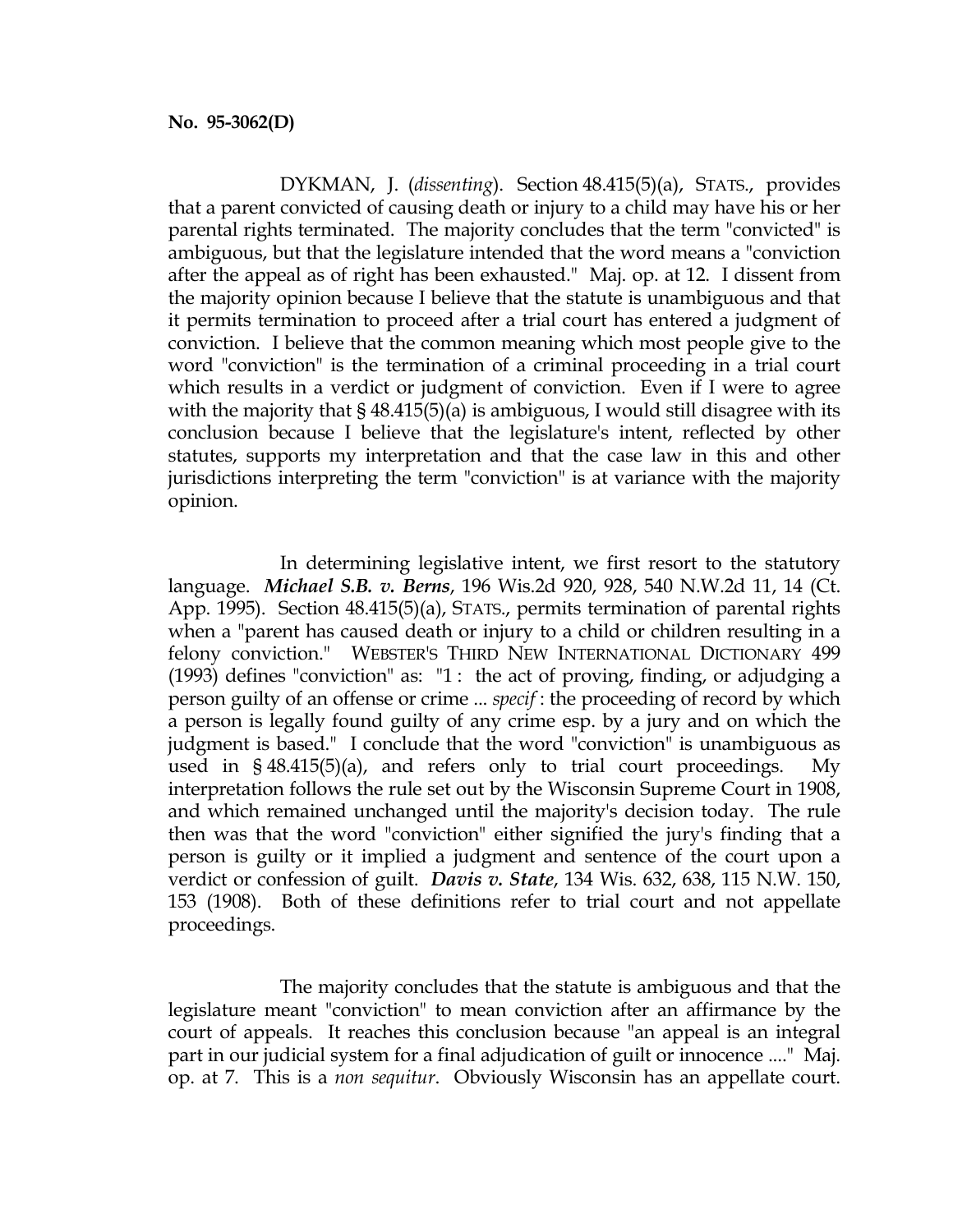**No. 95-3062(D)**

DYKMAN, J. (*dissenting*). Section 48.415(5)(a), STATS., provides that a parent convicted of causing death or injury to a child may have his or her parental rights terminated. The majority concludes that the term "convicted" is ambiguous, but that the legislature intended that the word means a "conviction after the appeal as of right has been exhausted." Maj. op. at 12. I dissent from the majority opinion because I believe that the statute is unambiguous and that it permits termination to proceed after a trial court has entered a judgment of conviction. I believe that the common meaning which most people give to the word "conviction" is the termination of a criminal proceeding in a trial court which results in a verdict or judgment of conviction. Even if I were to agree with the majority that § 48.415(5)(a) is ambiguous, I would still disagree with its conclusion because I believe that the legislature's intent, reflected by other statutes, supports my interpretation and that the case law in this and other jurisdictions interpreting the term "conviction" is at variance with the majority opinion.

In determining legislative intent, we first resort to the statutory language. ***Michael S.B. v. Berns***, 196 Wis.2d 920, 928, 540 N.W.2d 11, 14 (Ct. App. 1995). Section 48.415(5)(a), STATS., permits termination of parental rights when a "parent has caused death or injury to a child or children resulting in a felony conviction." WEBSTER'S THIRD NEW INTERNATIONAL DICTIONARY 499 (1993) defines "conviction" as: "1 : the act of proving, finding, or adjudging a person guilty of an offense or crime ... *specif* : the proceeding of record by which a person is legally found guilty of any crime esp. by a jury and on which the judgment is based." I conclude that the word "conviction" is unambiguous as used in § 48.415(5)(a), and refers only to trial court proceedings. My interpretation follows the rule set out by the Wisconsin Supreme Court in 1908, and which remained unchanged until the majority's decision today. The rule then was that the word "conviction" either signified the jury's finding that a person is guilty or it implied a judgment and sentence of the court upon a verdict or confession of guilt. ***Davis v. State***, 134 Wis. 632, 638, 115 N.W. 150, 153 (1908). Both of these definitions refer to trial court and not appellate proceedings.

The majority concludes that the statute is ambiguous and that the legislature meant "conviction" to mean conviction after an affirmance by the court of appeals. It reaches this conclusion because "an appeal is an integral part in our judicial system for a final adjudication of guilt or innocence ...." Maj. op. at 7. This is a *non sequitur*. Obviously Wisconsin has an appellate court.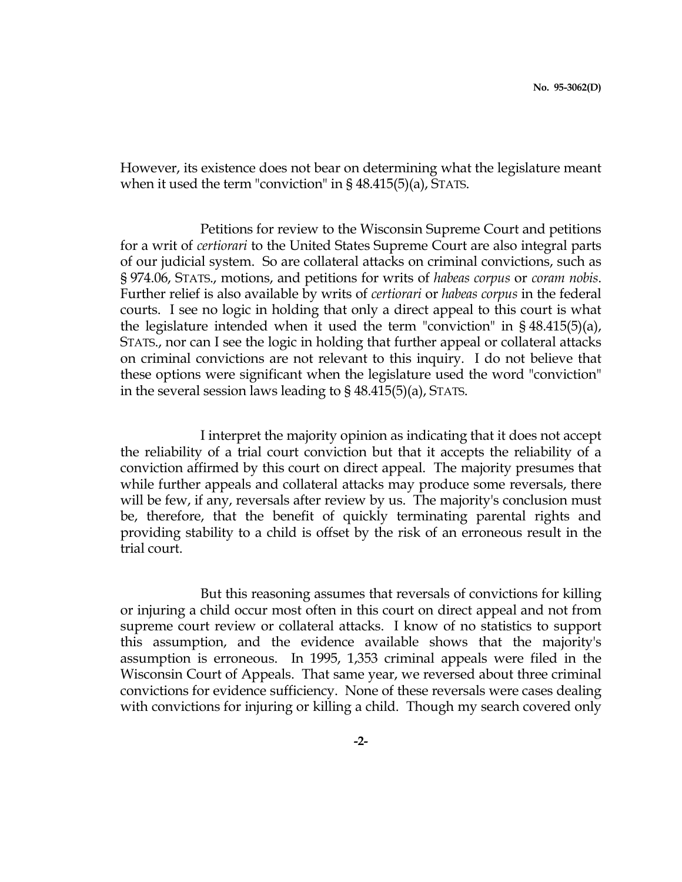However, its existence does not bear on determining what the legislature meant when it used the term "conviction" in § 48.415(5)(a), STATS.

Petitions for review to the Wisconsin Supreme Court and petitions for a writ of *certiorari* to the United States Supreme Court are also integral parts of our judicial system. So are collateral attacks on criminal convictions, such as § 974.06, STATS., motions, and petitions for writs of *habeas corpus* or *coram nobis*. Further relief is also available by writs of *certiorari* or *habeas corpus* in the federal courts. I see no logic in holding that only a direct appeal to this court is what the legislature intended when it used the term "conviction" in § 48.415(5)(a), STATS., nor can I see the logic in holding that further appeal or collateral attacks on criminal convictions are not relevant to this inquiry. I do not believe that these options were significant when the legislature used the word "conviction" in the several session laws leading to § 48.415(5)(a), STATS.

I interpret the majority opinion as indicating that it does not accept the reliability of a trial court conviction but that it accepts the reliability of a conviction affirmed by this court on direct appeal. The majority presumes that while further appeals and collateral attacks may produce some reversals, there will be few, if any, reversals after review by us. The majority's conclusion must be, therefore, that the benefit of quickly terminating parental rights and providing stability to a child is offset by the risk of an erroneous result in the trial court.

But this reasoning assumes that reversals of convictions for killing or injuring a child occur most often in this court on direct appeal and not from supreme court review or collateral attacks. I know of no statistics to support this assumption, and the evidence available shows that the majority's assumption is erroneous. In 1995, 1,353 criminal appeals were filed in the Wisconsin Court of Appeals. That same year, we reversed about three criminal convictions for evidence sufficiency. None of these reversals were cases dealing with convictions for injuring or killing a child. Though my search covered only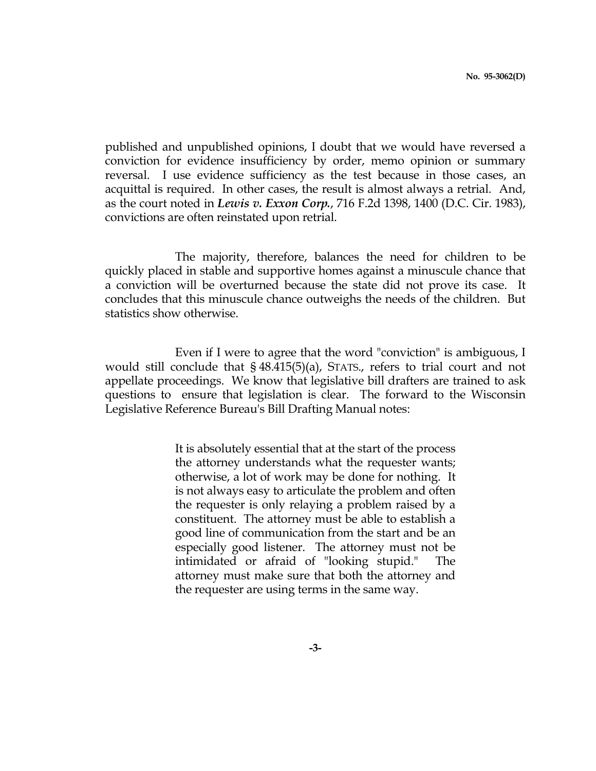published and unpublished opinions, I doubt that we would have reversed a conviction for evidence insufficiency by order, memo opinion or summary reversal. I use evidence sufficiency as the test because in those cases, an acquittal is required. In other cases, the result is almost always a retrial. And, as the court noted in ***Lewis v. Exxon Corp.***, 716 F.2d 1398, 1400 (D.C. Cir. 1983), convictions are often reinstated upon retrial.

The majority, therefore, balances the need for children to be quickly placed in stable and supportive homes against a minuscule chance that a conviction will be overturned because the state did not prove its case. It concludes that this minuscule chance outweighs the needs of the children. But statistics show otherwise.

Even if I were to agree that the word "conviction" is ambiguous, I would still conclude that § 48.415(5)(a), STATS., refers to trial court and not appellate proceedings. We know that legislative bill drafters are trained to ask questions to ensure that legislation is clear. The forward to the Wisconsin Legislative Reference Bureau's Bill Drafting Manual notes:

> It is absolutely essential that at the start of the process the attorney understands what the requester wants; otherwise, a lot of work may be done for nothing. It is not always easy to articulate the problem and often the requester is only relaying a problem raised by a constituent. The attorney must be able to establish a good line of communication from the start and be an especially good listener. The attorney must not be intimidated or afraid of "looking stupid." The attorney must make sure that both the attorney and the requester are using terms in the same way.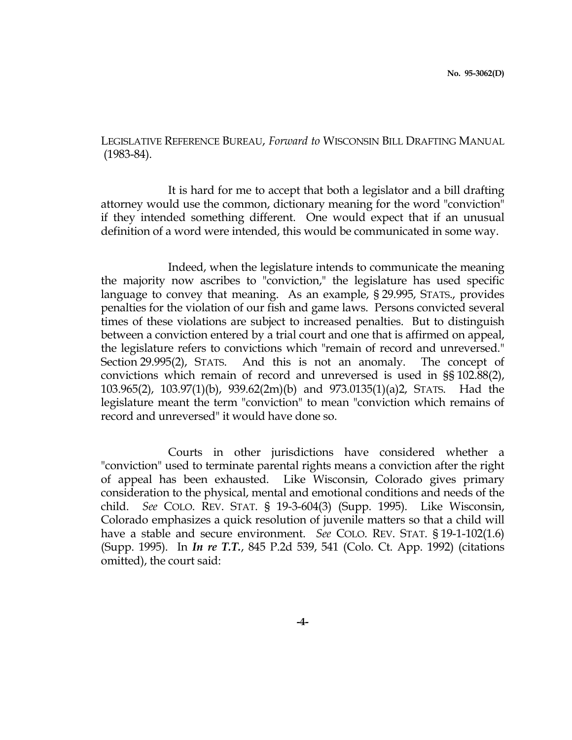LEGISLATIVE REFERENCE BUREAU, *Forward to* WISCONSIN BILL DRAFTING MANUAL (1983-84).

It is hard for me to accept that both a legislator and a bill drafting attorney would use the common, dictionary meaning for the word "conviction" if they intended something different. One would expect that if an unusual definition of a word were intended, this would be communicated in some way.

Indeed, when the legislature intends to communicate the meaning the majority now ascribes to "conviction," the legislature has used specific language to convey that meaning. As an example, § 29.995, STATS., provides penalties for the violation of our fish and game laws. Persons convicted several times of these violations are subject to increased penalties. But to distinguish between a conviction entered by a trial court and one that is affirmed on appeal, the legislature refers to convictions which "remain of record and unreversed." Section 29.995(2), STATS. And this is not an anomaly. The concept of convictions which remain of record and unreversed is used in §§ 102.88(2), 103.965(2), 103.97(1)(b), 939.62(2m)(b) and 973.0135(1)(a)2, STATS. Had the legislature meant the term "conviction" to mean "conviction which remains of record and unreversed" it would have done so.

Courts in other jurisdictions have considered whether a "conviction" used to terminate parental rights means a conviction after the right of appeal has been exhausted. Like Wisconsin, Colorado gives primary consideration to the physical, mental and emotional conditions and needs of the child. *See* COLO. REV. STAT. § 19-3-604(3) (Supp. 1995). Like Wisconsin, Colorado emphasizes a quick resolution of juvenile matters so that a child will have a stable and secure environment. *See* COLO. REV. STAT. § 19-1-102(1.6) (Supp. 1995). In ***In re T.T.***, 845 P.2d 539, 541 (Colo. Ct. App. 1992) (citations omitted), the court said: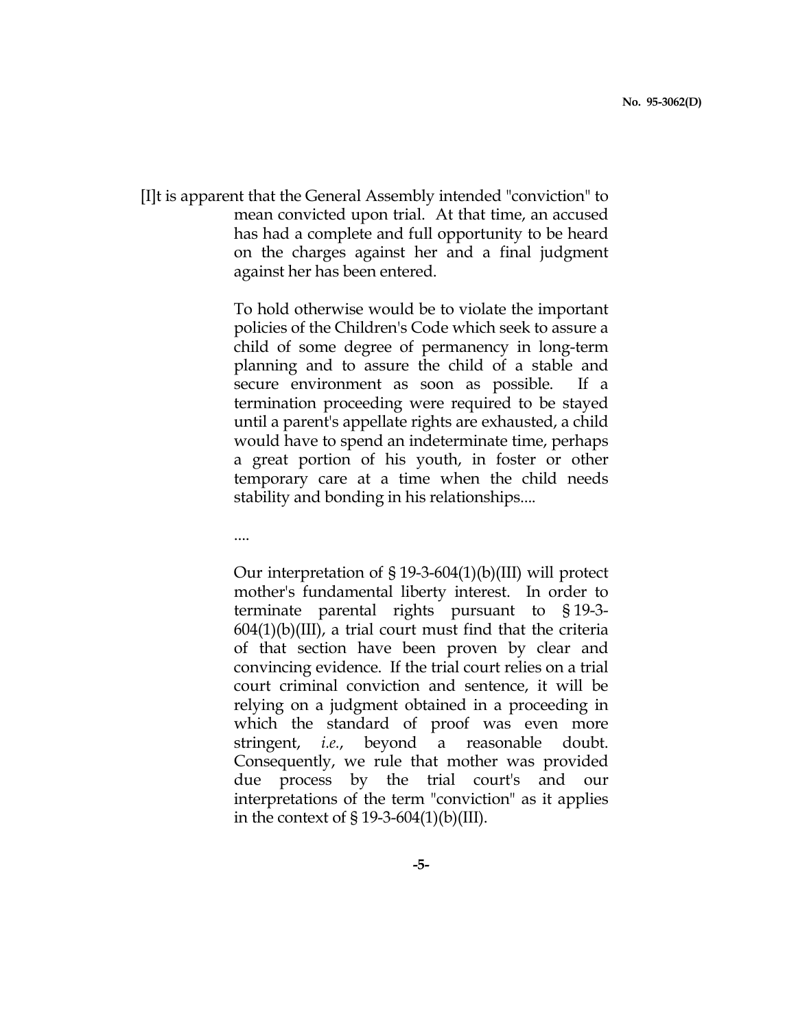[I]t is apparent that the General Assembly intended "conviction" to mean convicted upon trial. At that time, an accused has had a complete and full opportunity to be heard on the charges against her and a final judgment against her has been entered.

> To hold otherwise would be to violate the important policies of the Children's Code which seek to assure a child of some degree of permanency in long-term planning and to assure the child of a stable and secure environment as soon as possible. If a termination proceeding were required to be stayed until a parent's appellate rights are exhausted, a child would have to spend an indeterminate time, perhaps a great portion of his youth, in foster or other temporary care at a time when the child needs stability and bonding in his relationships....
>
> ....
>
> Our interpretation of § 19-3-604(1)(b)(III) will protect mother's fundamental liberty interest. In order to terminate parental rights pursuant to § 19-3-604(1)(b)(III), a trial court must find that the criteria of that section have been proven by clear and convincing evidence. If the trial court relies on a trial court criminal conviction and sentence, it will be relying on a judgment obtained in a proceeding in which the standard of proof was even more stringent, *i.e.*, beyond a reasonable doubt. Consequently, we rule that mother was provided due process by the trial court's and our interpretations of the term "conviction" as it applies in the context of § 19-3-604(1)(b)(III).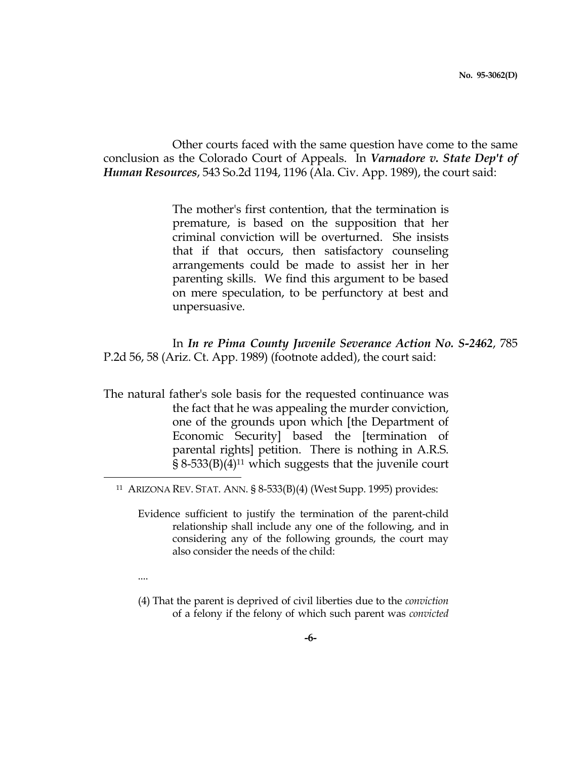Other courts faced with the same question have come to the same conclusion as the Colorado Court of Appeals. In ***Varnadore v. State Dep't of Human Resources***, 543 So.2d 1194, 1196 (Ala. Civ. App. 1989), the court said:

> The mother's first contention, that the termination is premature, is based on the supposition that her criminal conviction will be overturned. She insists that if that occurs, then satisfactory counseling arrangements could be made to assist her in her parenting skills. We find this argument to be based on mere speculation, to be perfunctory at best and unpersuasive.

In ***In re Pima County Juvenile Severance Action No. S-2462***, 785 P.2d 56, 58 (Ariz. Ct. App. 1989) (footnote added), the court said:

> The natural father's sole basis for the requested continuance was the fact that he was appealing the murder conviction, one of the grounds upon which [the Department of Economic Security] based the [termination of parental rights] petition. There is nothing in A.R.S. § 8-533(B)(4)[11] which suggests that the juvenile court

---

[11] ARIZONA REV. STAT. ANN. § 8-533(B)(4) (West Supp. 1995) provides:

> Evidence sufficient to justify the termination of the parent-child relationship shall include any one of the following, and in considering any of the following grounds, the court may also consider the needs of the child:
>
> ....
>
> (4) That the parent is deprived of civil liberties due to the *conviction* of a felony if the felony of which such parent was *convicted*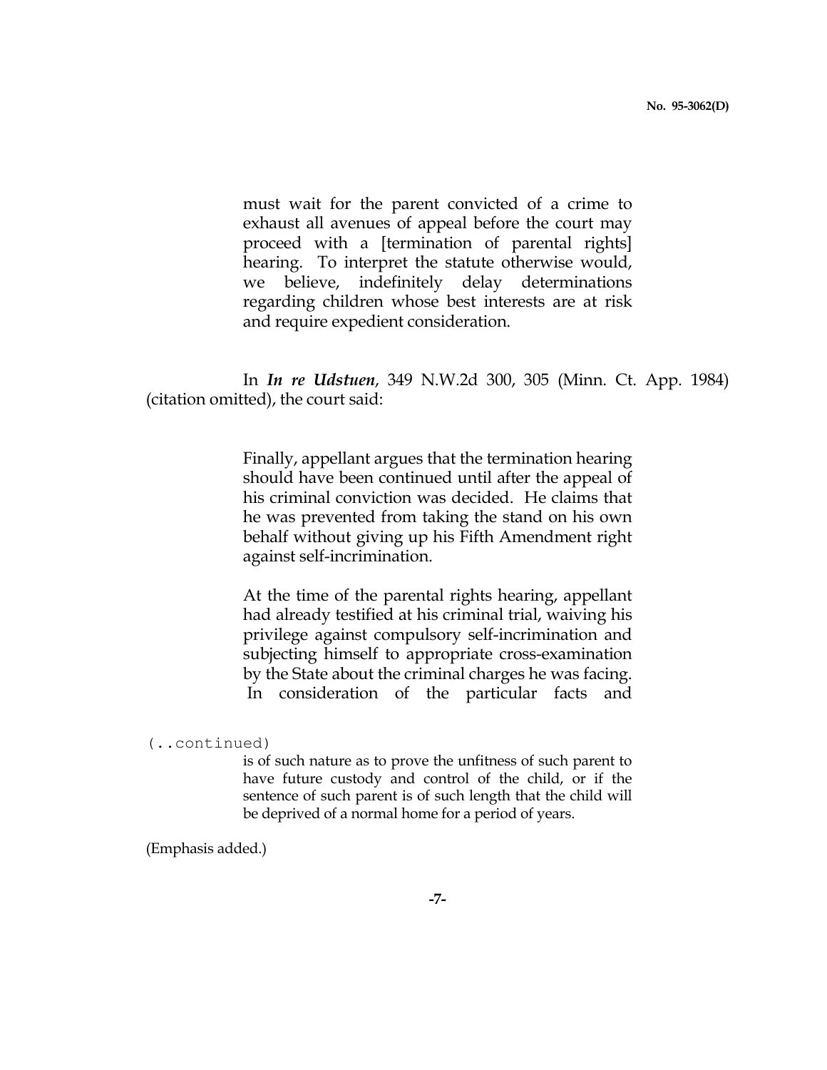> must wait for the parent convicted of a crime to exhaust all avenues of appeal before the court may proceed with a [termination of parental rights] hearing. To interpret the statute otherwise would, we believe, indefinitely delay determinations regarding children whose best interests are at risk and require expedient consideration.

In ***In re Udstuen***, 349 N.W.2d 300, 305 (Minn. Ct. App. 1984) (citation omitted), the court said:

> Finally, appellant argues that the termination hearing should have been continued until after the appeal of his criminal conviction was decided. He claims that he was prevented from taking the stand on his own behalf without giving up his Fifth Amendment right against self-incrimination.
>
> At the time of the parental rights hearing, appellant had already testified at his criminal trial, waiving his privilege against compulsory self-incrimination and subjecting himself to appropriate cross-examination by the State about the criminal charges he was facing. In consideration of the particular facts and

(..continued)

> is of such nature as to prove the unfitness of such parent to have future custody and control of the child, or if the sentence of such parent is of such length that the child will be deprived of a normal home for a period of years.

(Emphasis added.)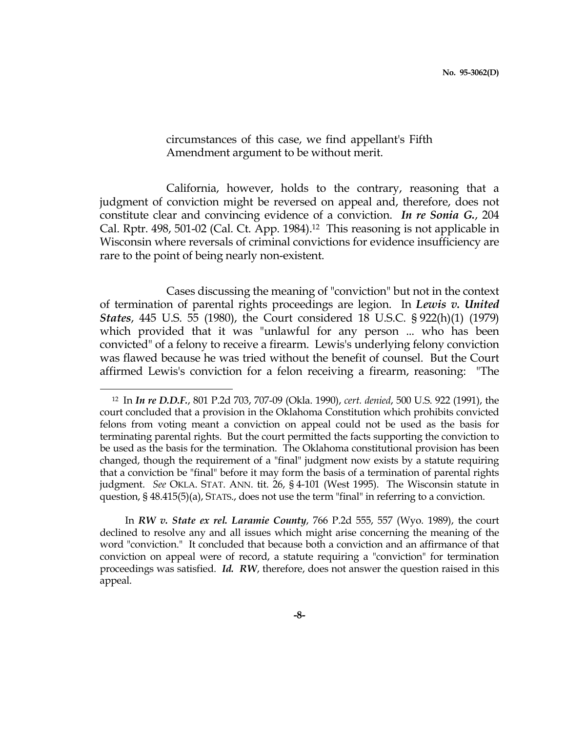circumstances of this case, we find appellant's Fifth Amendment argument to be without merit.

California, however, holds to the contrary, reasoning that a judgment of conviction might be reversed on appeal and, therefore, does not constitute clear and convincing evidence of a conviction. ***In re Sonia G.***, 204 Cal. Rptr. 498, 501-02 (Cal. Ct. App. 1984).[12] This reasoning is not applicable in Wisconsin where reversals of criminal convictions for evidence insufficiency are rare to the point of being nearly non-existent.

Cases discussing the meaning of "conviction" but not in the context of termination of parental rights proceedings are legion. In ***Lewis v. United States***, 445 U.S. 55 (1980), the Court considered 18 U.S.C. § 922(h)(1) (1979) which provided that it was "unlawful for any person ... who has been convicted" of a felony to receive a firearm. Lewis's underlying felony conviction was flawed because he was tried without the benefit of counsel. But the Court affirmed Lewis's conviction for a felon receiving a firearm, reasoning: "The

---

[12] In ***In re D.D.F.***, 801 P.2d 703, 707-09 (Okla. 1990), *cert. denied*, 500 U.S. 922 (1991), the court concluded that a provision in the Oklahoma Constitution which prohibits convicted felons from voting meant a conviction on appeal could not be used as the basis for terminating parental rights. But the court permitted the facts supporting the conviction to be used as the basis for the termination. The Oklahoma constitutional provision has been changed, though the requirement of a "final" judgment now exists by a statute requiring that a conviction be "final" before it may form the basis of a termination of parental rights judgment. *See* OKLA. STAT. ANN. tit. 26, § 4-101 (West 1995). The Wisconsin statute in question, § 48.415(5)(a), STATS., does not use the term "final" in referring to a conviction.

In ***RW v. State ex rel. Laramie County***, 766 P.2d 555, 557 (Wyo. 1989), the court declined to resolve any and all issues which might arise concerning the meaning of the word "conviction." It concluded that because both a conviction and an affirmance of that conviction on appeal were of record, a statute requiring a "conviction" for termination proceedings was satisfied. ***Id.*** ***RW***, therefore, does not answer the question raised in this appeal.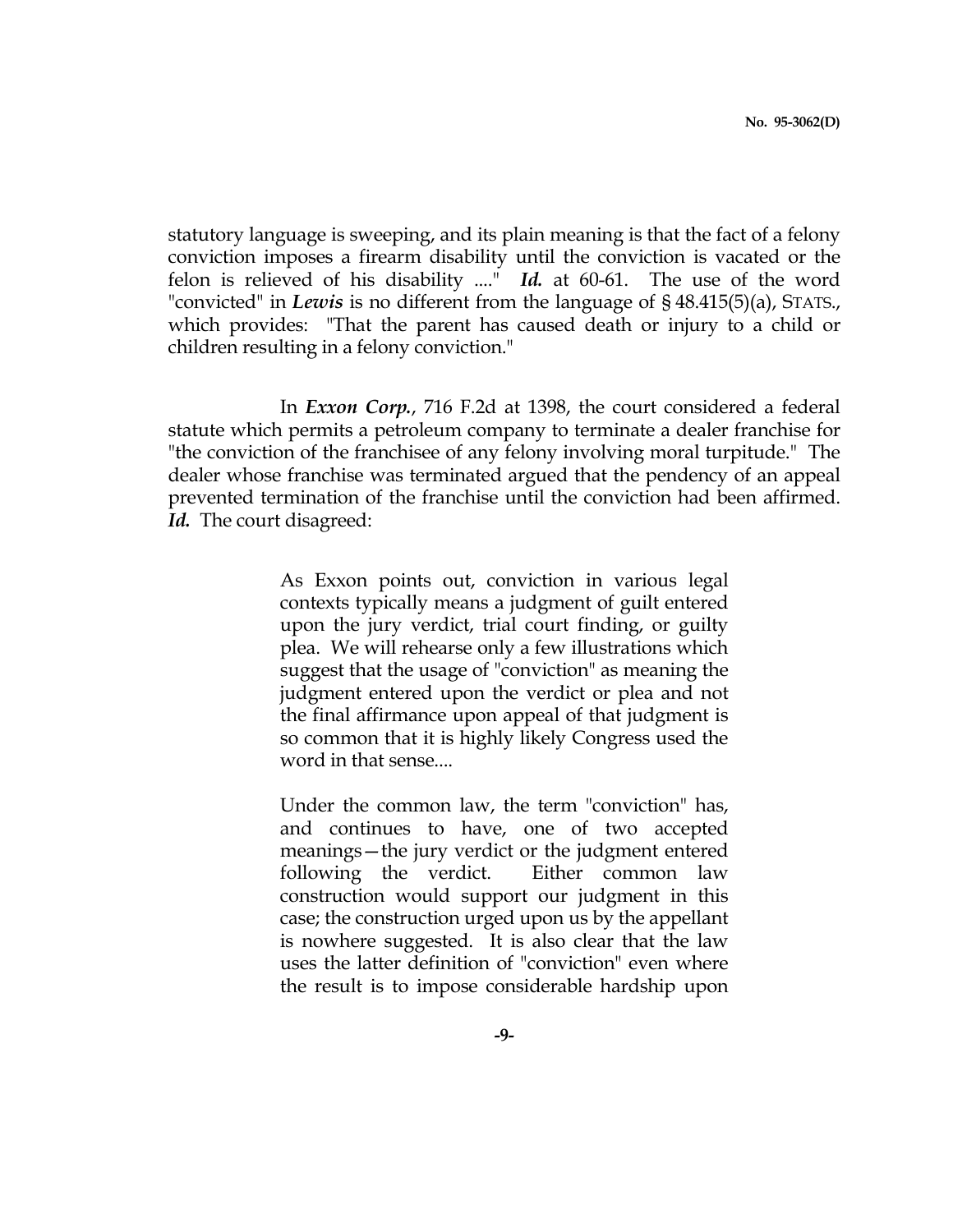statutory language is sweeping, and its plain meaning is that the fact of a felony conviction imposes a firearm disability until the conviction is vacated or the felon is relieved of his disability ...." ***Id.*** at 60-61. The use of the word "convicted" in ***Lewis*** is no different from the language of § 48.415(5)(a), STATS., which provides: "That the parent has caused death or injury to a child or children resulting in a felony conviction."

In ***Exxon Corp.***, 716 F.2d at 1398, the court considered a federal statute which permits a petroleum company to terminate a dealer franchise for "the conviction of the franchisee of any felony involving moral turpitude." The dealer whose franchise was terminated argued that the pendency of an appeal prevented termination of the franchise until the conviction had been affirmed. ***Id.*** The court disagreed:

> As Exxon points out, conviction in various legal contexts typically means a judgment of guilt entered upon the jury verdict, trial court finding, or guilty plea. We will rehearse only a few illustrations which suggest that the usage of "conviction" as meaning the judgment entered upon the verdict or plea and not the final affirmance upon appeal of that judgment is so common that it is highly likely Congress used the word in that sense....
>
> Under the common law, the term "conviction" has, and continues to have, one of two accepted meanings—the jury verdict or the judgment entered following the verdict. Either common law construction would support our judgment in this case; the construction urged upon us by the appellant is nowhere suggested. It is also clear that the law uses the latter definition of "conviction" even where the result is to impose considerable hardship upon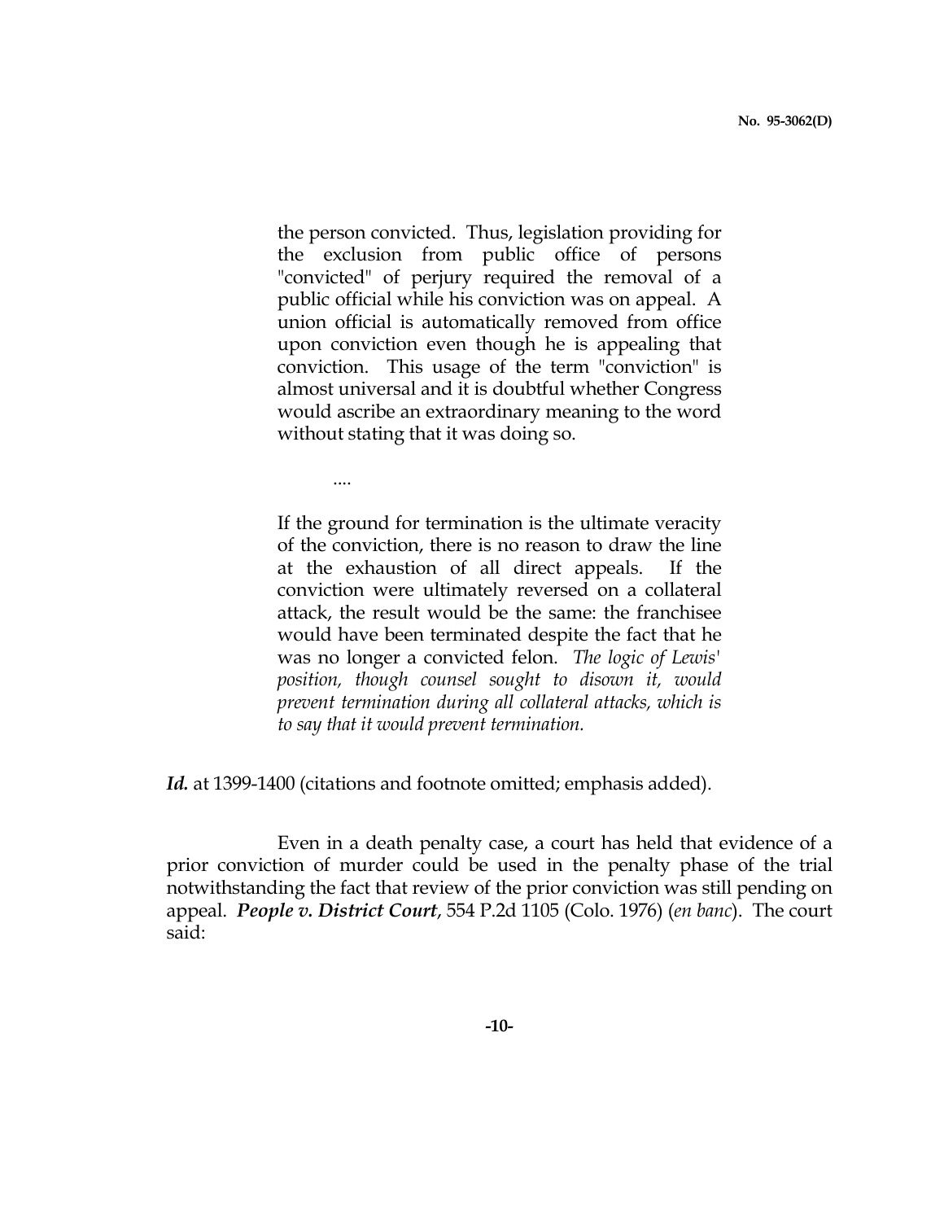> the person convicted. Thus, legislation providing for the exclusion from public office of persons "convicted" of perjury required the removal of a public official while his conviction was on appeal. A union official is automatically removed from office upon conviction even though he is appealing that conviction. This usage of the term "conviction" is almost universal and it is doubtful whether Congress would ascribe an extraordinary meaning to the word without stating that it was doing so.
>
> ....
>
> If the ground for termination is the ultimate veracity of the conviction, there is no reason to draw the line at the exhaustion of all direct appeals. If the conviction were ultimately reversed on a collateral attack, the result would be the same: the franchisee would have been terminated despite the fact that he was no longer a convicted felon. *The logic of Lewis' position, though counsel sought to disown it, would prevent termination during all collateral attacks, which is to say that it would prevent termination.*

***Id.*** at 1399-1400 (citations and footnote omitted; emphasis added).

Even in a death penalty case, a court has held that evidence of a prior conviction of murder could be used in the penalty phase of the trial notwithstanding the fact that review of the prior conviction was still pending on appeal. ***People v. District Court***, 554 P.2d 1105 (Colo. 1976) (*en banc*). The court said: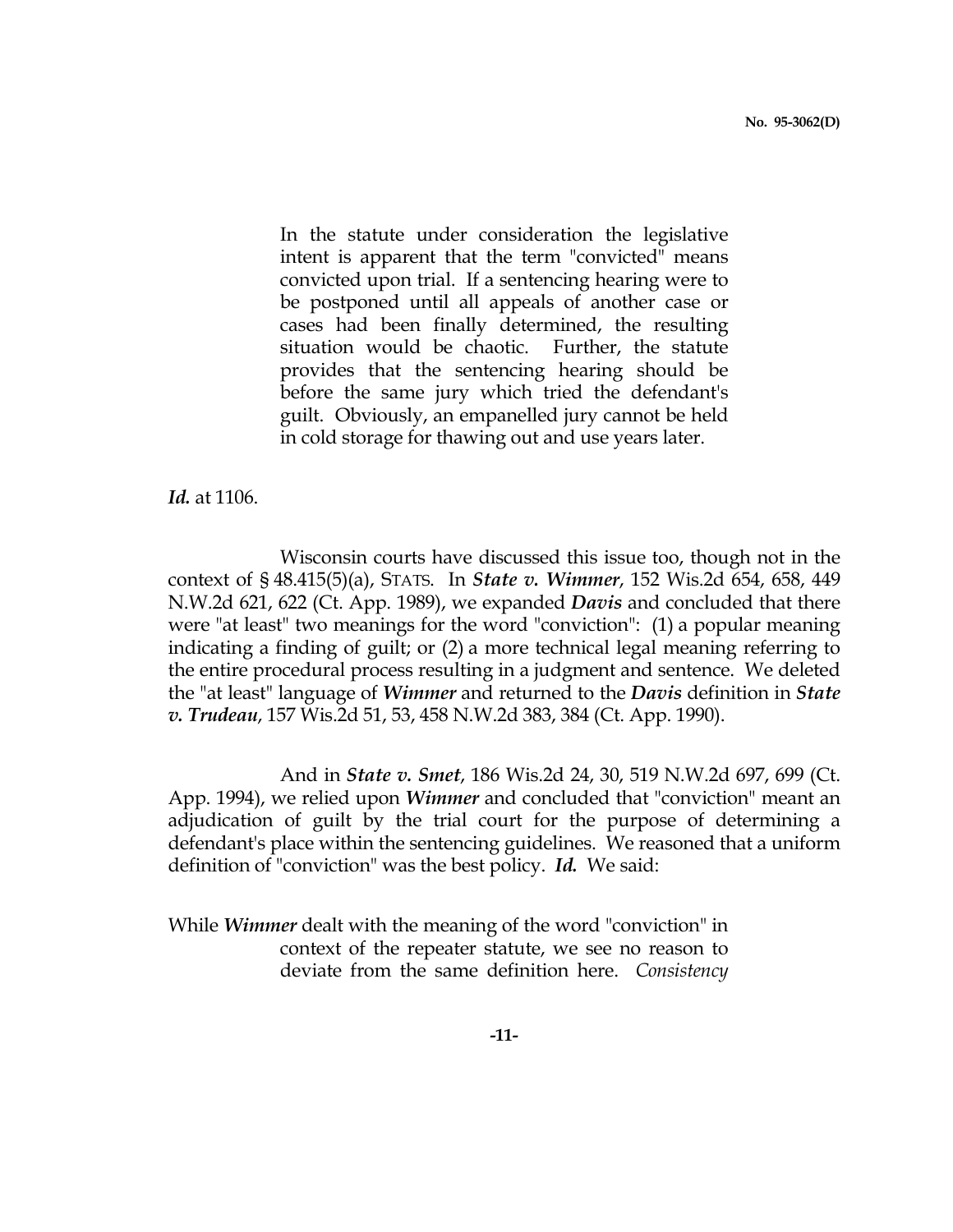> In the statute under consideration the legislative intent is apparent that the term "convicted" means convicted upon trial. If a sentencing hearing were to be postponed until all appeals of another case or cases had been finally determined, the resulting situation would be chaotic. Further, the statute provides that the sentencing hearing should be before the same jury which tried the defendant's guilt. Obviously, an empanelled jury cannot be held in cold storage for thawing out and use years later.

***Id.*** at 1106.

Wisconsin courts have discussed this issue too, though not in the context of § 48.415(5)(a), STATS. In ***State v. Wimmer***, 152 Wis.2d 654, 658, 449 N.W.2d 621, 622 (Ct. App. 1989), we expanded ***Davis*** and concluded that there were "at least" two meanings for the word "conviction": (1) a popular meaning indicating a finding of guilt; or (2) a more technical legal meaning referring to the entire procedural process resulting in a judgment and sentence. We deleted the "at least" language of ***Wimmer*** and returned to the ***Davis*** definition in ***State v. Trudeau***, 157 Wis.2d 51, 53, 458 N.W.2d 383, 384 (Ct. App. 1990).

And in ***State v. Smet***, 186 Wis.2d 24, 30, 519 N.W.2d 697, 699 (Ct. App. 1994), we relied upon ***Wimmer*** and concluded that "conviction" meant an adjudication of guilt by the trial court for the purpose of determining a defendant's place within the sentencing guidelines. We reasoned that a uniform definition of "conviction" was the best policy. ***Id.*** We said:

> While ***Wimmer*** dealt with the meaning of the word "conviction" in context of the repeater statute, we see no reason to deviate from the same definition here. *Consistency*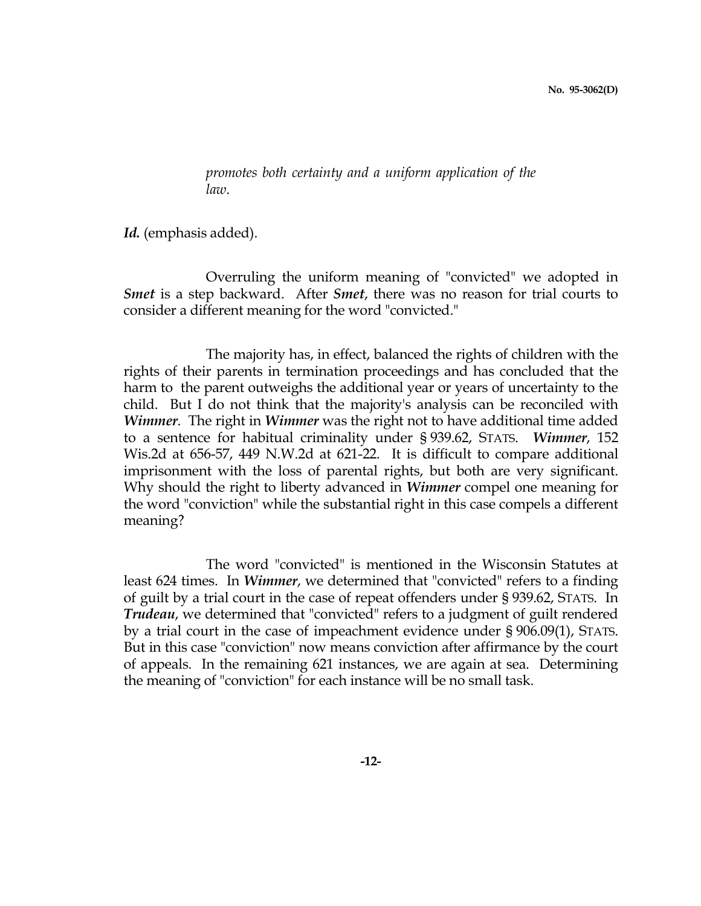> *promotes both certainty and a uniform application of the law.*

***Id.*** (emphasis added).

Overruling the uniform meaning of "convicted" we adopted in ***Smet*** is a step backward. After ***Smet***, there was no reason for trial courts to consider a different meaning for the word "convicted."

The majority has, in effect, balanced the rights of children with the rights of their parents in termination proceedings and has concluded that the harm to the parent outweighs the additional year or years of uncertainty to the child. But I do not think that the majority's analysis can be reconciled with ***Wimmer***. The right in ***Wimmer*** was the right not to have additional time added to a sentence for habitual criminality under § 939.62, STATS. ***Wimmer***, 152 Wis.2d at 656-57, 449 N.W.2d at 621-22. It is difficult to compare additional imprisonment with the loss of parental rights, but both are very significant. Why should the right to liberty advanced in ***Wimmer*** compel one meaning for the word "conviction" while the substantial right in this case compels a different meaning?

The word "convicted" is mentioned in the Wisconsin Statutes at least 624 times. In ***Wimmer***, we determined that "convicted" refers to a finding of guilt by a trial court in the case of repeat offenders under § 939.62, STATS. In ***Trudeau***, we determined that "convicted" refers to a judgment of guilt rendered by a trial court in the case of impeachment evidence under § 906.09(1), STATS. But in this case "conviction" now means conviction after affirmance by the court of appeals. In the remaining 621 instances, we are again at sea. Determining the meaning of "conviction" for each instance will be no small task.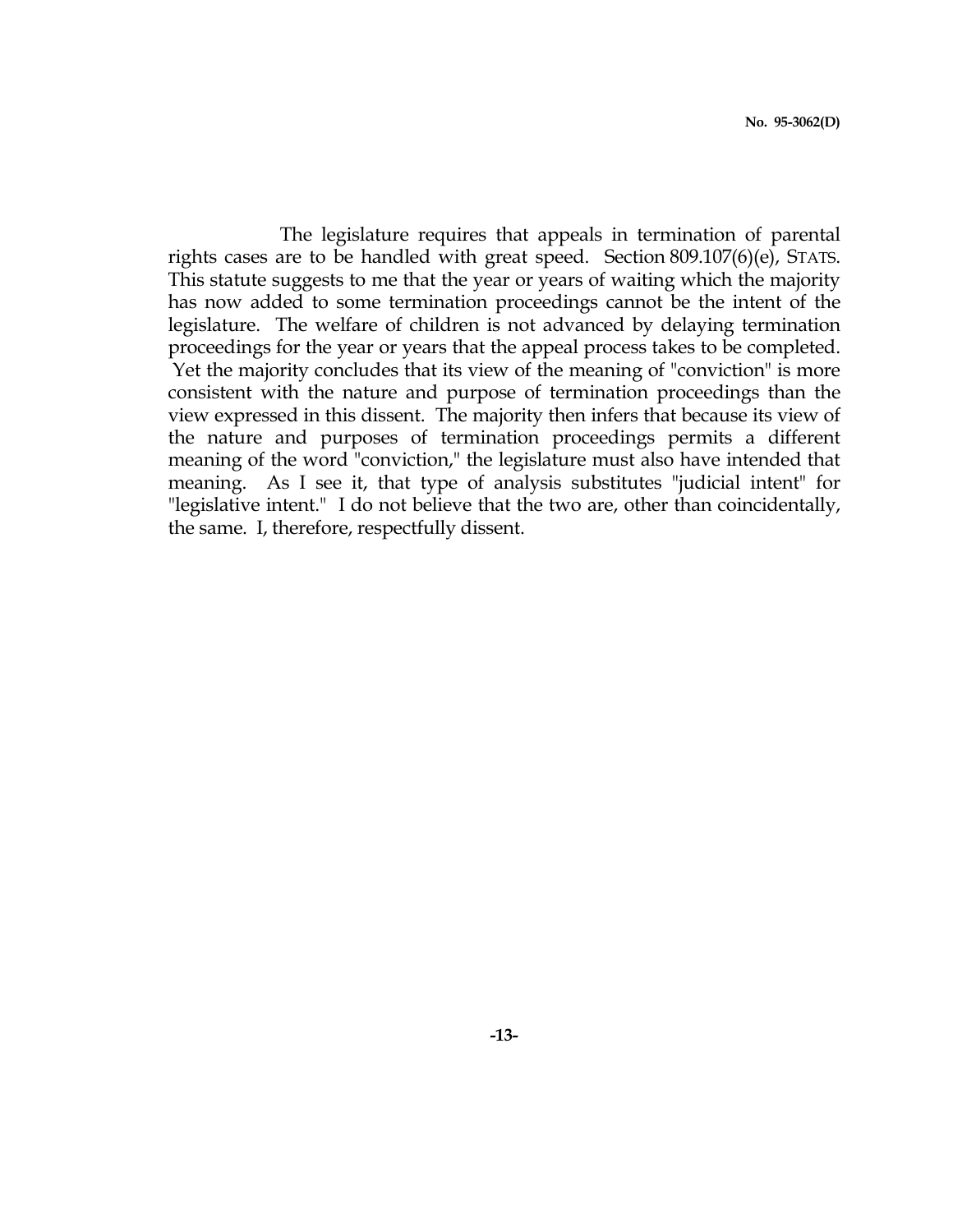The legislature requires that appeals in termination of parental rights cases are to be handled with great speed. Section 809.107(6)(e), STATS. This statute suggests to me that the year or years of waiting which the majority has now added to some termination proceedings cannot be the intent of the legislature. The welfare of children is not advanced by delaying termination proceedings for the year or years that the appeal process takes to be completed. Yet the majority concludes that its view of the meaning of "conviction" is more consistent with the nature and purpose of termination proceedings than the view expressed in this dissent. The majority then infers that because its view of the nature and purposes of termination proceedings permits a different meaning of the word "conviction," the legislature must also have intended that meaning. As I see it, that type of analysis substitutes "judicial intent" for "legislative intent." I do not believe that the two are, other than coincidentally, the same. I, therefore, respectfully dissent.